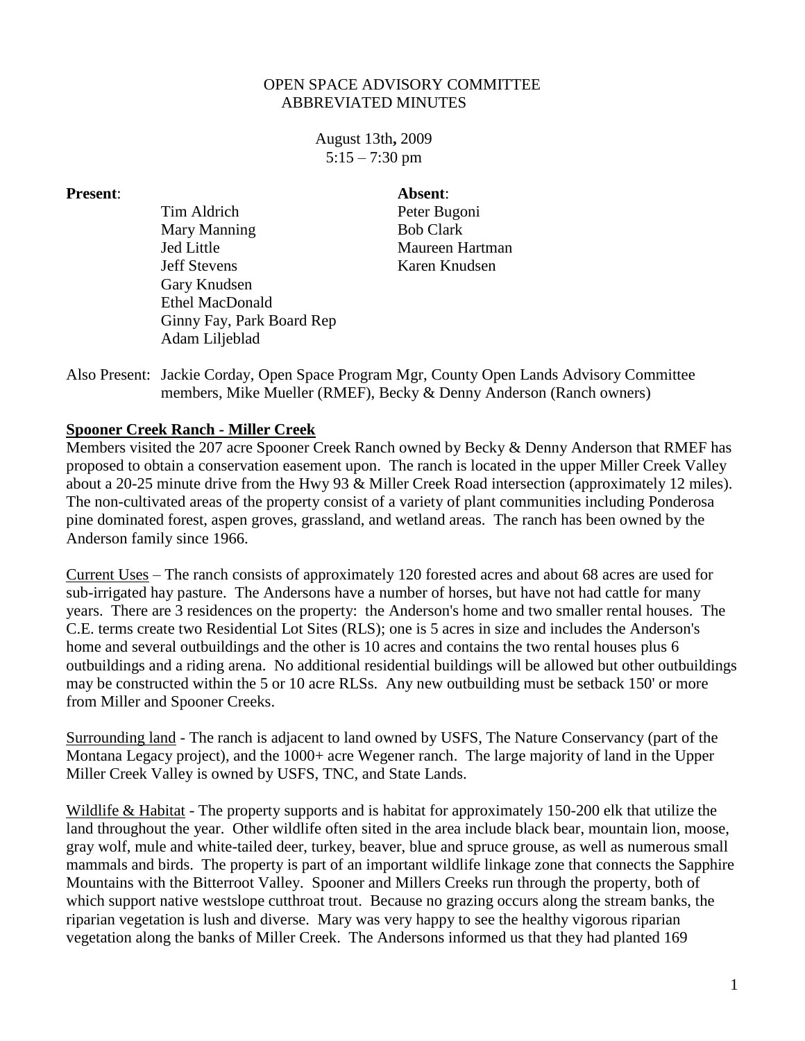OPEN SPACE ADVISORY COMMITTEE
ABBREVIATED MINUTES

August 13th**,** 2009
5:15 – 7:30 pm

| **Present**: | **Absent**: |
|---|---|
| Tim Aldrich | Peter Bugoni |
| Mary Manning | Bob Clark |
| Jed Little | Maureen Hartman |
| Jeff Stevens | Karen Knudsen |
| Gary Knudsen | |
| Ethel MacDonald | |
| Ginny Fay, Park Board Rep | |
| Adam Liljeblad | |

Also Present: Jackie Corday, Open Space Program Mgr, County Open Lands Advisory Committee members, Mike Mueller (RMEF), Becky & Denny Anderson (Ranch owners)

**Spooner Creek Ranch - Miller Creek**

Members visited the 207 acre Spooner Creek Ranch owned by Becky & Denny Anderson that RMEF has proposed to obtain a conservation easement upon. The ranch is located in the upper Miller Creek Valley about a 20-25 minute drive from the Hwy 93 & Miller Creek Road intersection (approximately 12 miles). The non-cultivated areas of the property consist of a variety of plant communities including Ponderosa pine dominated forest, aspen groves, grassland, and wetland areas. The ranch has been owned by the Anderson family since 1966.

Current Uses – The ranch consists of approximately 120 forested acres and about 68 acres are used for sub-irrigated hay pasture. The Andersons have a number of horses, but have not had cattle for many years. There are 3 residences on the property: the Anderson's home and two smaller rental houses. The C.E. terms create two Residential Lot Sites (RLS); one is 5 acres in size and includes the Anderson's home and several outbuildings and the other is 10 acres and contains the two rental houses plus 6 outbuildings and a riding arena. No additional residential buildings will be allowed but other outbuildings may be constructed within the 5 or 10 acre RLSs. Any new outbuilding must be setback 150' or more from Miller and Spooner Creeks.

Surrounding land - The ranch is adjacent to land owned by USFS, The Nature Conservancy (part of the Montana Legacy project), and the 1000+ acre Wegener ranch. The large majority of land in the Upper Miller Creek Valley is owned by USFS, TNC, and State Lands.

Wildlife & Habitat - The property supports and is habitat for approximately 150-200 elk that utilize the land throughout the year. Other wildlife often sited in the area include black bear, mountain lion, moose, gray wolf, mule and white-tailed deer, turkey, beaver, blue and spruce grouse, as well as numerous small mammals and birds. The property is part of an important wildlife linkage zone that connects the Sapphire Mountains with the Bitterroot Valley. Spooner and Millers Creeks run through the property, both of which support native westslope cutthroat trout. Because no grazing occurs along the stream banks, the riparian vegetation is lush and diverse. Mary was very happy to see the healthy vigorous riparian vegetation along the banks of Miller Creek. The Andersons informed us that they had planted 169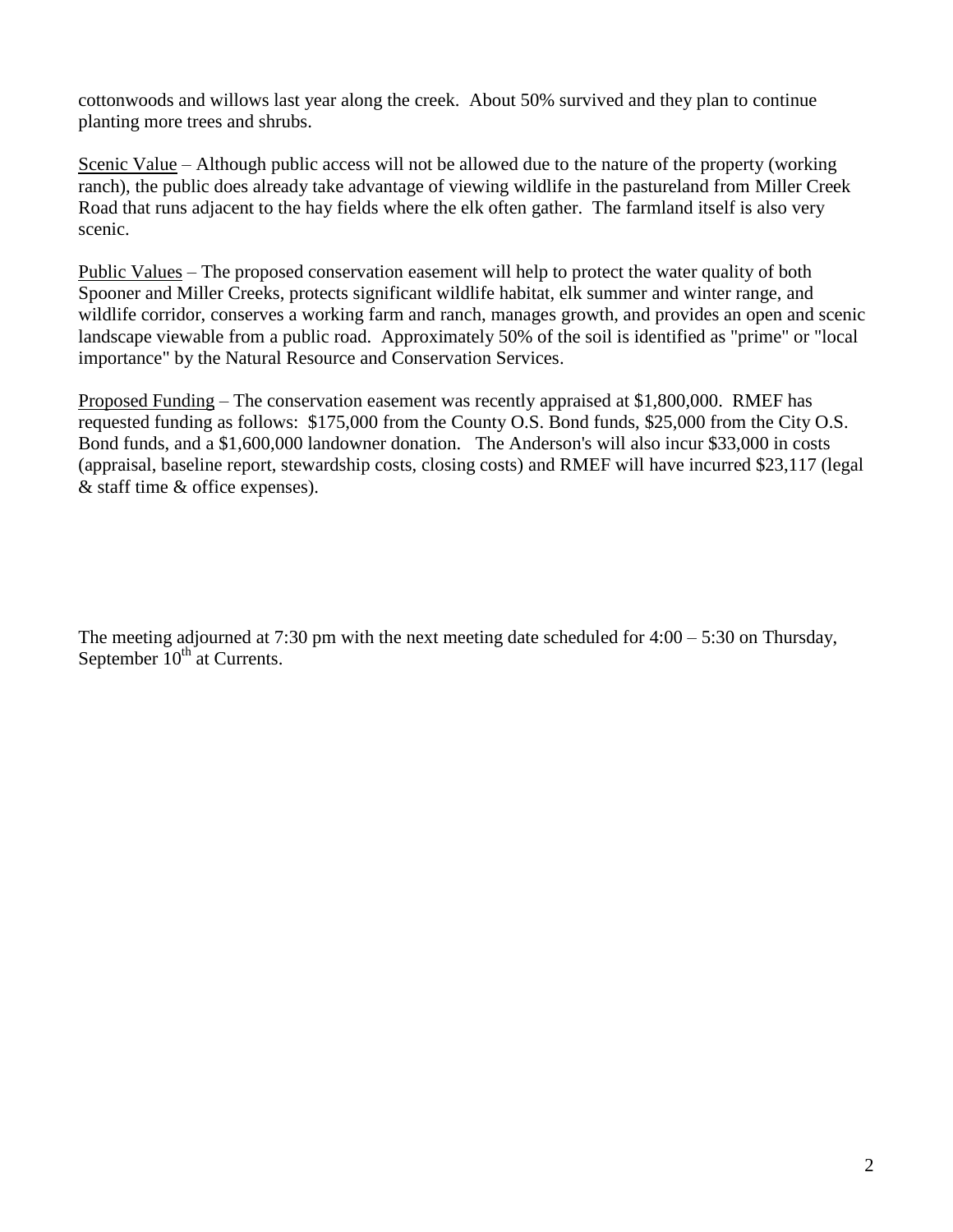cottonwoods and willows last year along the creek. About 50% survived and they plan to continue planting more trees and shrubs.

<u>Scenic Value</u> – Although public access will not be allowed due to the nature of the property (working ranch), the public does already take advantage of viewing wildlife in the pastureland from Miller Creek Road that runs adjacent to the hay fields where the elk often gather. The farmland itself is also very scenic.

<u>Public Values</u> – The proposed conservation easement will help to protect the water quality of both Spooner and Miller Creeks, protects significant wildlife habitat, elk summer and winter range, and wildlife corridor, conserves a working farm and ranch, manages growth, and provides an open and scenic landscape viewable from a public road. Approximately 50% of the soil is identified as "prime" or "local importance" by the Natural Resource and Conservation Services.

<u>Proposed Funding</u> – The conservation easement was recently appraised at $1,800,000. RMEF has requested funding as follows: $175,000 from the County O.S. Bond funds, $25,000 from the City O.S. Bond funds, and a $1,600,000 landowner donation. The Anderson's will also incur $33,000 in costs (appraisal, baseline report, stewardship costs, closing costs) and RMEF will have incurred $23,117 (legal & staff time & office expenses).

The meeting adjourned at 7:30 pm with the next meeting date scheduled for 4:00 – 5:30 on Thursday, September 10th at Currents.